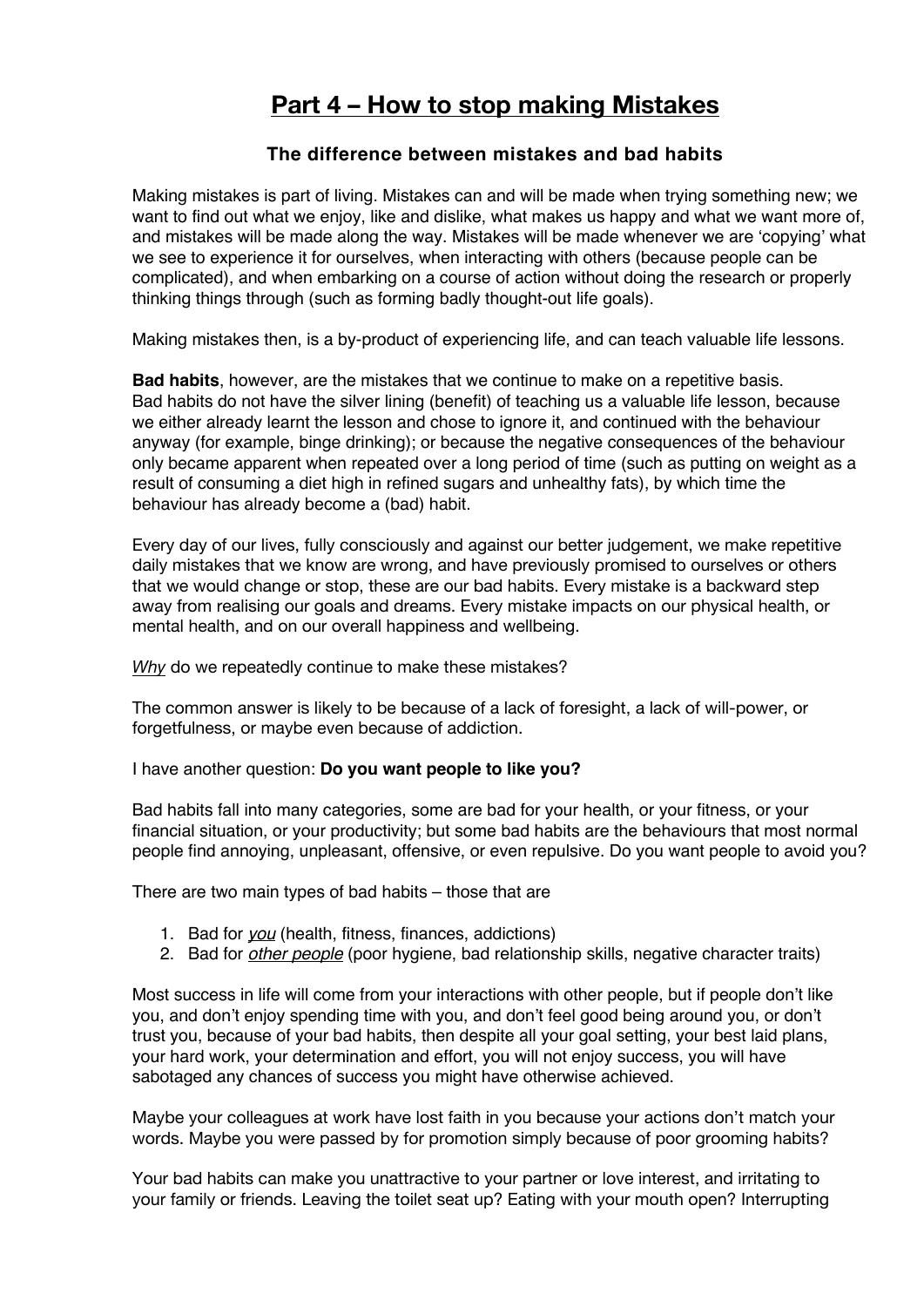# <u>Part 4 – How to stop making Mistakes</u>

### The difference between mistakes and bad habits

Making mistakes is part of living. Mistakes can and will be made when trying something new; we want to find out what we enjoy, like and dislike, what makes us happy and what we want more of, and mistakes will be made along the way. Mistakes will be made whenever we are 'copying' what we see to experience it for ourselves, when interacting with others (because people can be complicated), and when embarking on a course of action without doing the research or properly thinking things through (such as forming badly thought-out life goals).

Making mistakes then, is a by-product of experiencing life, and can teach valuable life lessons.

**Bad habits**, however, are the mistakes that we continue to make on a repetitive basis. Bad habits do not have the silver lining (benefit) of teaching us a valuable life lesson, because we either already learnt the lesson and chose to ignore it, and continued with the behaviour anyway (for example, binge drinking); or because the negative consequences of the behaviour only became apparent when repeated over a long period of time (such as putting on weight as a result of consuming a diet high in refined sugars and unhealthy fats), by which time the behaviour has already become a (bad) habit.

Every day of our lives, fully consciously and against our better judgement, we make repetitive daily mistakes that we know are wrong, and have previously promised to ourselves or others that we would change or stop, these are our bad habits. Every mistake is a backward step away from realising our goals and dreams. Every mistake impacts on our physical health, or mental health, and on our overall happiness and wellbeing.

<u>*Why*</u> do we repeatedly continue to make these mistakes?

The common answer is likely to be because of a lack of foresight, a lack of will-power, or forgetfulness, or maybe even because of addiction.

I have another question: **Do you want people to like you?**

Bad habits fall into many categories, some are bad for your health, or your fitness, or your financial situation, or your productivity; but some bad habits are the behaviours that most normal people find annoying, unpleasant, offensive, or even repulsive. Do you want people to avoid you?

There are two main types of bad habits – those that are

1. Bad for <u>*you*</u> (health, fitness, finances, addictions)
2. Bad for <u>*other people*</u> (poor hygiene, bad relationship skills, negative character traits)

Most success in life will come from your interactions with other people, but if people don't like you, and don't enjoy spending time with you, and don't feel good being around you, or don't trust you, because of your bad habits, then despite all your goal setting, your best laid plans, your hard work, your determination and effort, you will not enjoy success, you will have sabotaged any chances of success you might have otherwise achieved.

Maybe your colleagues at work have lost faith in you because your actions don't match your words. Maybe you were passed by for promotion simply because of poor grooming habits?

Your bad habits can make you unattractive to your partner or love interest, and irritating to your family or friends. Leaving the toilet seat up? Eating with your mouth open? Interrupting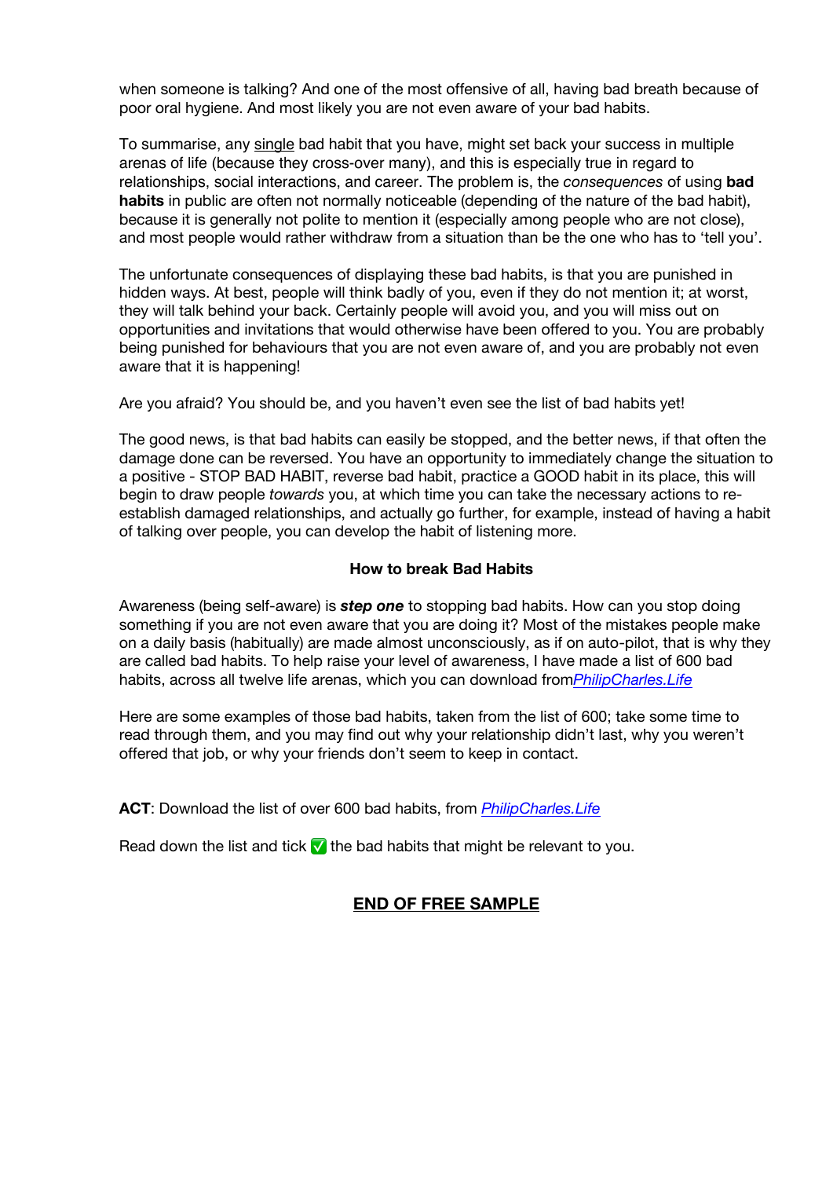when someone is talking? And one of the most offensive of all, having bad breath because of poor oral hygiene. And most likely you are not even aware of your bad habits.

To summarise, any <u>single</u> bad habit that you have, might set back your success in multiple arenas of life (because they cross-over many), and this is especially true in regard to relationships, social interactions, and career. The problem is, the *consequences* of using **bad habits** in public are often not normally noticeable (depending of the nature of the bad habit), because it is generally not polite to mention it (especially among people who are not close), and most people would rather withdraw from a situation than be the one who has to 'tell you'.

The unfortunate consequences of displaying these bad habits, is that you are punished in hidden ways. At best, people will think badly of you, even if they do not mention it; at worst, they will talk behind your back. Certainly people will avoid you, and you will miss out on opportunities and invitations that would otherwise have been offered to you. You are probably being punished for behaviours that you are not even aware of, and you are probably not even aware that it is happening!

Are you afraid? You should be, and you haven't even see the list of bad habits yet!

The good news, is that bad habits can easily be stopped, and the better news, if that often the damage done can be reversed. You have an opportunity to immediately change the situation to a positive - STOP BAD HABIT, reverse bad habit, practice a GOOD habit in its place, this will begin to draw people *towards* you, at which time you can take the necessary actions to re-establish damaged relationships, and actually go further, for example, instead of having a habit of talking over people, you can develop the habit of listening more.

**How to break Bad Habits**

Awareness (being self-aware) is ***step one*** to stopping bad habits. How can you stop doing something if you are not even aware that you are doing it? Most of the mistakes people make on a daily basis (habitually) are made almost unconsciously, as if on auto-pilot, that is why they are called bad habits. To help raise your level of awareness, I have made a list of 600 bad habits, across all twelve life arenas, which you can download from*PhilipCharles.Life*

Here are some examples of those bad habits, taken from the list of 600; take some time to read through them, and you may find out why your relationship didn't last, why you weren't offered that job, or why your friends don't seem to keep in contact.

**ACT**: Download the list of over 600 bad habits, from *PhilipCharles.Life*

Read down the list and tick ✅ the bad habits that might be relevant to you.

**<u>END OF FREE SAMPLE</u>**